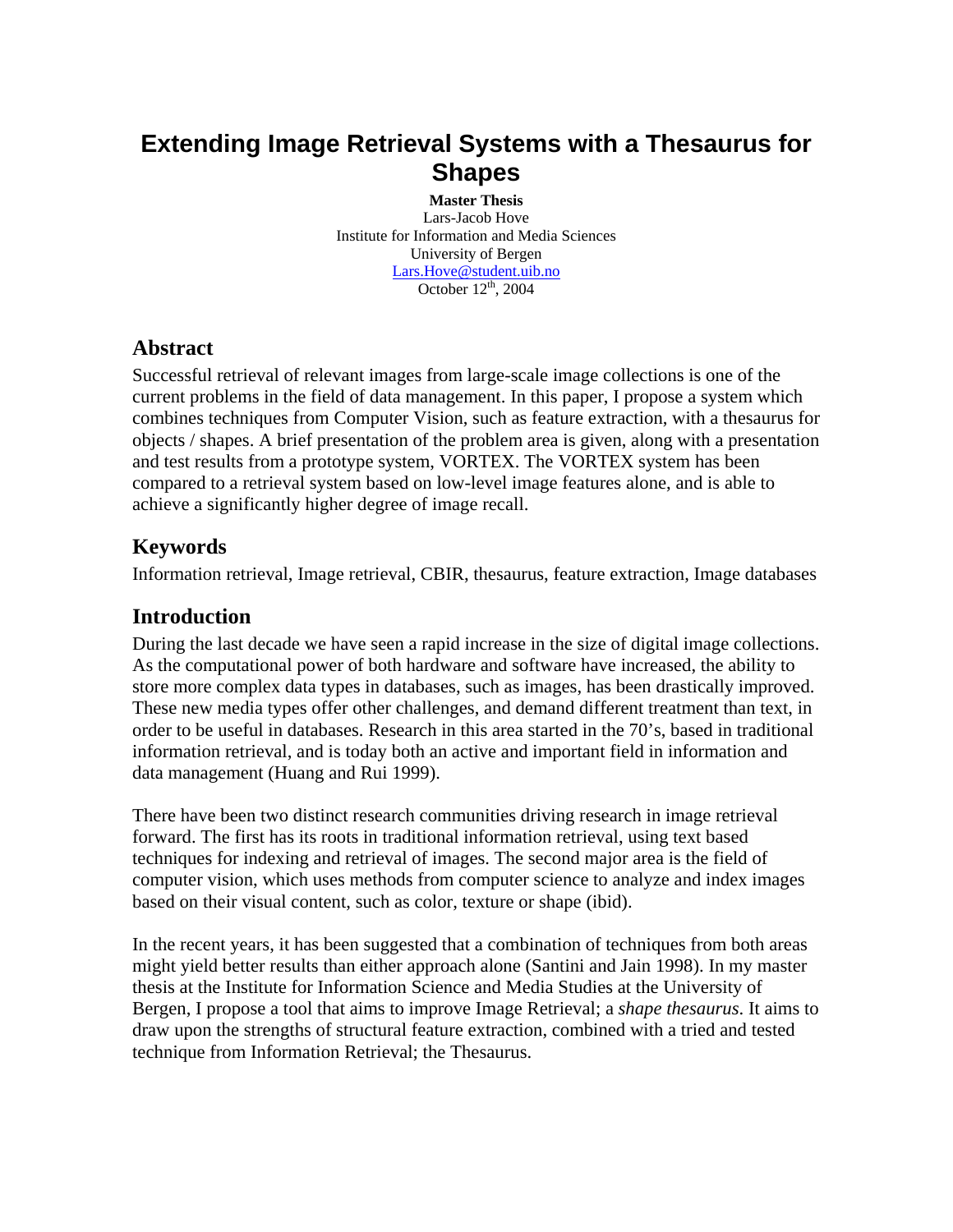# Extending Image Retrieval Systems with a Thesaurus for Shapes

**Master Thesis**
Lars-Jacob Hove
Institute for Information and Media Sciences
University of Bergen
Lars.Hove@student.uib.no
October 12th, 2004

## Abstract

Successful retrieval of relevant images from large-scale image collections is one of the current problems in the field of data management. In this paper, I propose a system which combines techniques from Computer Vision, such as feature extraction, with a thesaurus for objects / shapes. A brief presentation of the problem area is given, along with a presentation and test results from a prototype system, VORTEX. The VORTEX system has been compared to a retrieval system based on low-level image features alone, and is able to achieve a significantly higher degree of image recall.

## Keywords

Information retrieval, Image retrieval, CBIR, thesaurus, feature extraction, Image databases

## Introduction

During the last decade we have seen a rapid increase in the size of digital image collections. As the computational power of both hardware and software have increased, the ability to store more complex data types in databases, such as images, has been drastically improved. These new media types offer other challenges, and demand different treatment than text, in order to be useful in databases. Research in this area started in the 70's, based in traditional information retrieval, and is today both an active and important field in information and data management (Huang and Rui 1999).

There have been two distinct research communities driving research in image retrieval forward. The first has its roots in traditional information retrieval, using text based techniques for indexing and retrieval of images. The second major area is the field of computer vision, which uses methods from computer science to analyze and index images based on their visual content, such as color, texture or shape (ibid).

In the recent years, it has been suggested that a combination of techniques from both areas might yield better results than either approach alone (Santini and Jain 1998). In my master thesis at the Institute for Information Science and Media Studies at the University of Bergen, I propose a tool that aims to improve Image Retrieval; a *shape thesaurus*. It aims to draw upon the strengths of structural feature extraction, combined with a tried and tested technique from Information Retrieval; the Thesaurus.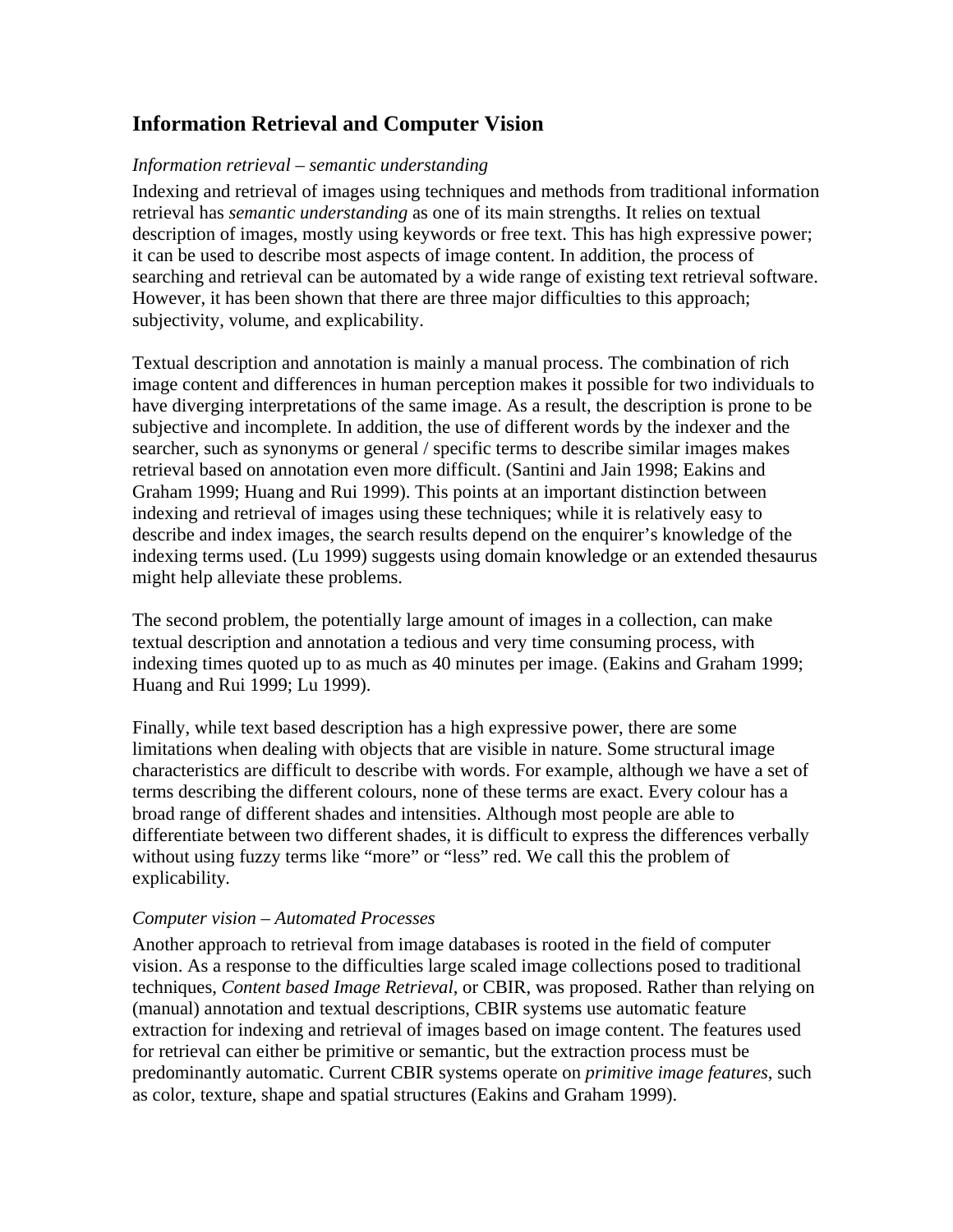## Information Retrieval and Computer Vision

### *Information retrieval – semantic understanding*

Indexing and retrieval of images using techniques and methods from traditional information retrieval has *semantic understanding* as one of its main strengths. It relies on textual description of images, mostly using keywords or free text. This has high expressive power; it can be used to describe most aspects of image content. In addition, the process of searching and retrieval can be automated by a wide range of existing text retrieval software. However, it has been shown that there are three major difficulties to this approach; subjectivity, volume, and explicability.

Textual description and annotation is mainly a manual process. The combination of rich image content and differences in human perception makes it possible for two individuals to have diverging interpretations of the same image. As a result, the description is prone to be subjective and incomplete. In addition, the use of different words by the indexer and the searcher, such as synonyms or general / specific terms to describe similar images makes retrieval based on annotation even more difficult. (Santini and Jain 1998; Eakins and Graham 1999; Huang and Rui 1999). This points at an important distinction between indexing and retrieval of images using these techniques; while it is relatively easy to describe and index images, the search results depend on the enquirer's knowledge of the indexing terms used. (Lu 1999) suggests using domain knowledge or an extended thesaurus might help alleviate these problems.

The second problem, the potentially large amount of images in a collection, can make textual description and annotation a tedious and very time consuming process, with indexing times quoted up to as much as 40 minutes per image. (Eakins and Graham 1999; Huang and Rui 1999; Lu 1999).

Finally, while text based description has a high expressive power, there are some limitations when dealing with objects that are visible in nature. Some structural image characteristics are difficult to describe with words. For example, although we have a set of terms describing the different colours, none of these terms are exact. Every colour has a broad range of different shades and intensities. Although most people are able to differentiate between two different shades, it is difficult to express the differences verbally without using fuzzy terms like "more" or "less" red. We call this the problem of explicability.

### *Computer vision – Automated Processes*

Another approach to retrieval from image databases is rooted in the field of computer vision. As a response to the difficulties large scaled image collections posed to traditional techniques, *Content based Image Retrieval*, or CBIR, was proposed. Rather than relying on (manual) annotation and textual descriptions, CBIR systems use automatic feature extraction for indexing and retrieval of images based on image content. The features used for retrieval can either be primitive or semantic, but the extraction process must be predominantly automatic. Current CBIR systems operate on *primitive image features*, such as color, texture, shape and spatial structures (Eakins and Graham 1999).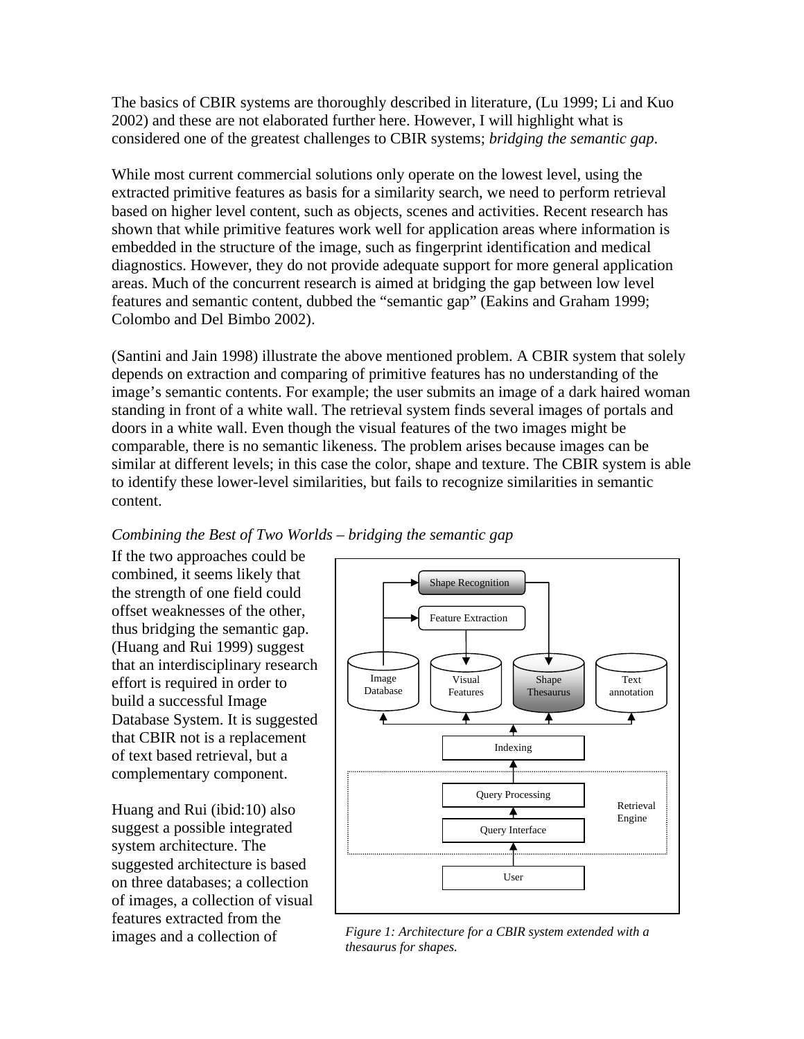The basics of CBIR systems are thoroughly described in literature, (Lu 1999; Li and Kuo 2002) and these are not elaborated further here. However, I will highlight what is considered one of the greatest challenges to CBIR systems; *bridging the semantic gap*.

While most current commercial solutions only operate on the lowest level, using the extracted primitive features as basis for a similarity search, we need to perform retrieval based on higher level content, such as objects, scenes and activities. Recent research has shown that while primitive features work well for application areas where information is embedded in the structure of the image, such as fingerprint identification and medical diagnostics. However, they do not provide adequate support for more general application areas. Much of the concurrent research is aimed at bridging the gap between low level features and semantic content, dubbed the "semantic gap" (Eakins and Graham 1999; Colombo and Del Bimbo 2002).

(Santini and Jain 1998) illustrate the above mentioned problem. A CBIR system that solely depends on extraction and comparing of primitive features has no understanding of the image's semantic contents. For example; the user submits an image of a dark haired woman standing in front of a white wall. The retrieval system finds several images of portals and doors in a white wall. Even though the visual features of the two images might be comparable, there is no semantic likeness. The problem arises because images can be similar at different levels; in this case the color, shape and texture. The CBIR system is able to identify these lower-level similarities, but fails to recognize similarities in semantic content.

*Combining the Best of Two Worlds – bridging the semantic gap*

If the two approaches could be combined, it seems likely that the strength of one field could offset weaknesses of the other, thus bridging the semantic gap. (Huang and Rui 1999) suggest that an interdisciplinary research effort is required in order to build a successful Image Database System. It is suggested that CBIR not is a replacement of text based retrieval, but a complementary component.

Huang and Rui (ibid:10) also suggest a possible integrated system architecture. The suggested architecture is based on three databases; a collection of images, a collection of visual features extracted from the images and a collection of

*Figure 1: Architecture for a CBIR system extended with a thesaurus for shapes.*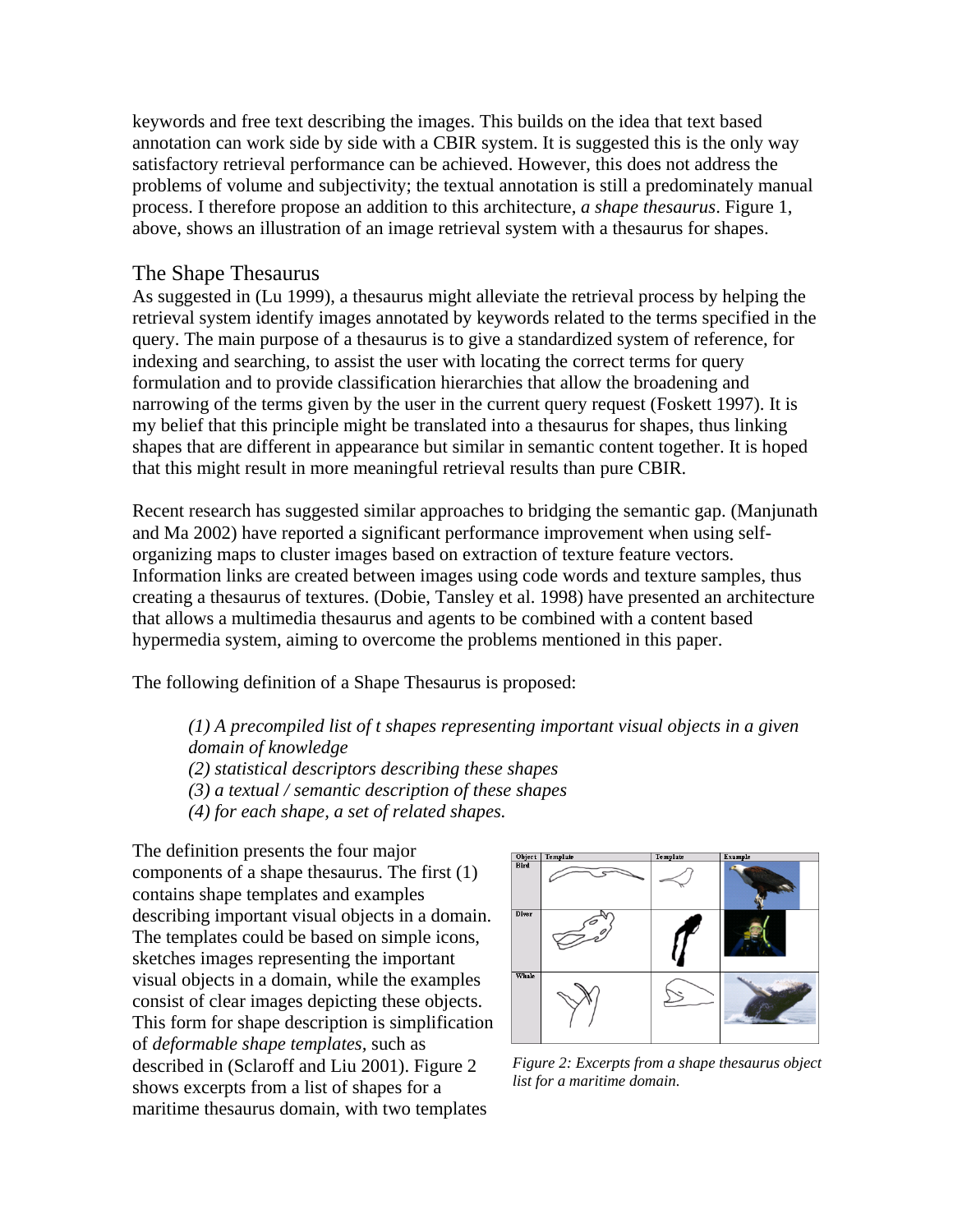keywords and free text describing the images. This builds on the idea that text based annotation can work side by side with a CBIR system. It is suggested this is the only way satisfactory retrieval performance can be achieved. However, this does not address the problems of volume and subjectivity; the textual annotation is still a predominately manual process. I therefore propose an addition to this architecture, *a shape thesaurus*. Figure 1, above, shows an illustration of an image retrieval system with a thesaurus for shapes.

## The Shape Thesaurus

As suggested in (Lu 1999), a thesaurus might alleviate the retrieval process by helping the retrieval system identify images annotated by keywords related to the terms specified in the query. The main purpose of a thesaurus is to give a standardized system of reference, for indexing and searching, to assist the user with locating the correct terms for query formulation and to provide classification hierarchies that allow the broadening and narrowing of the terms given by the user in the current query request (Foskett 1997). It is my belief that this principle might be translated into a thesaurus for shapes, thus linking shapes that are different in appearance but similar in semantic content together. It is hoped that this might result in more meaningful retrieval results than pure CBIR.

Recent research has suggested similar approaches to bridging the semantic gap. (Manjunath and Ma 2002) have reported a significant performance improvement when using self-organizing maps to cluster images based on extraction of texture feature vectors. Information links are created between images using code words and texture samples, thus creating a thesaurus of textures. (Dobie, Tansley et al. 1998) have presented an architecture that allows a multimedia thesaurus and agents to be combined with a content based hypermedia system, aiming to overcome the problems mentioned in this paper.

The following definition of a Shape Thesaurus is proposed:

> *(1) A precompiled list of t shapes representing important visual objects in a given domain of knowledge*
> *(2) statistical descriptors describing these shapes*
> *(3) a textual / semantic description of these shapes*
> *(4) for each shape, a set of related shapes.*

The definition presents the four major components of a shape thesaurus. The first (1) contains shape templates and examples describing important visual objects in a domain. The templates could be based on simple icons, sketches images representing the important visual objects in a domain, while the examples consist of clear images depicting these objects. This form for shape description is simplification of *deformable shape templates*, such as described in (Sclaroff and Liu 2001). Figure 2 shows excerpts from a list of shapes for a maritime thesaurus domain, with two templates

| Object | Template | Template | Example |
|---|---|---|---|
| Bird | | | |
| Diver | | | |
| Whale | | | |

*Figure 2: Excerpts from a shape thesaurus object list for a maritime domain.*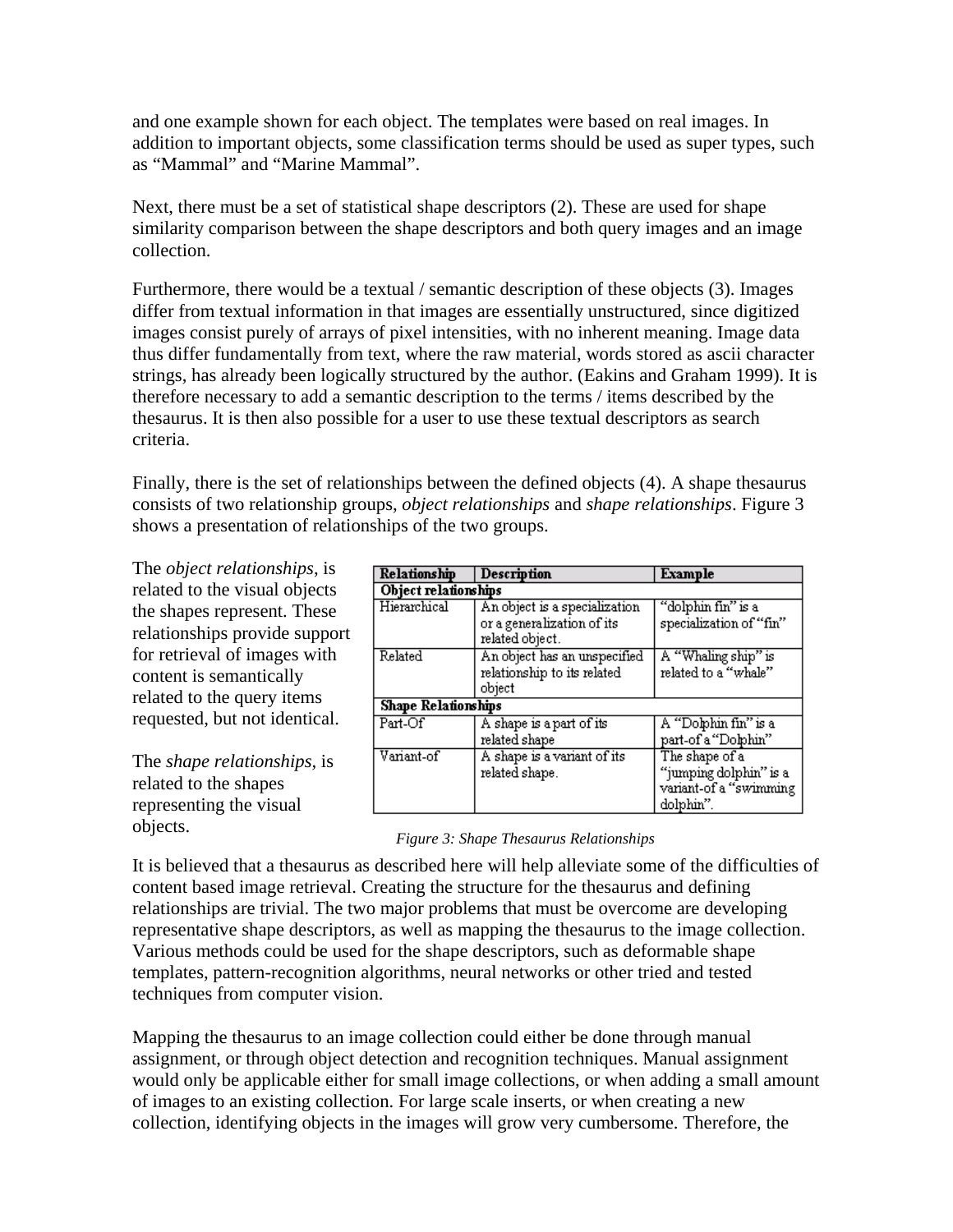and one example shown for each object. The templates were based on real images. In addition to important objects, some classification terms should be used as super types, such as “Mammal” and “Marine Mammal”.

Next, there must be a set of statistical shape descriptors (2). These are used for shape similarity comparison between the shape descriptors and both query images and an image collection.

Furthermore, there would be a textual / semantic description of these objects (3). Images differ from textual information in that images are essentially unstructured, since digitized images consist purely of arrays of pixel intensities, with no inherent meaning. Image data thus differ fundamentally from text, where the raw material, words stored as ascii character strings, has already been logically structured by the author. (Eakins and Graham 1999). It is therefore necessary to add a semantic description to the terms / items described by the thesaurus. It is then also possible for a user to use these textual descriptors as search criteria.

Finally, there is the set of relationships between the defined objects (4). A shape thesaurus consists of two relationship groups, *object relationships* and *shape relationships*. Figure 3 shows a presentation of relationships of the two groups.

The *object relationships*, is related to the visual objects the shapes represent. These relationships provide support for retrieval of images with content is semantically related to the query items requested, but not identical.

The *shape relationships*, is related to the shapes representing the visual objects.

| Relationship | Description | Example |
| --- | --- | --- |
| **Object relationships** | | |
| Hierarchical | An object is a specialization or a generalization of its related object. | “dolphin fin” is a specialization of “fin” |
| Related | An object has an unspecified relationship to its related object | A “Whaling ship” is related to a “whale” |
| **Shape Relationships** | | |
| Part-Of | A shape is a part of its related shape | A “Dolphin fin” is a part-of a “Dolphin” |
| Variant-of | A shape is a variant of its related shape. | The shape of a “jumping dolphin” is a variant-of a “swimming dolphin”. |

*Figure 3: Shape Thesaurus Relationships*

It is believed that a thesaurus as described here will help alleviate some of the difficulties of content based image retrieval. Creating the structure for the thesaurus and defining relationships are trivial. The two major problems that must be overcome are developing representative shape descriptors, as well as mapping the thesaurus to the image collection. Various methods could be used for the shape descriptors, such as deformable shape templates, pattern-recognition algorithms, neural networks or other tried and tested techniques from computer vision.

Mapping the thesaurus to an image collection could either be done through manual assignment, or through object detection and recognition techniques. Manual assignment would only be applicable either for small image collections, or when adding a small amount of images to an existing collection. For large scale inserts, or when creating a new collection, identifying objects in the images will grow very cumbersome. Therefore, the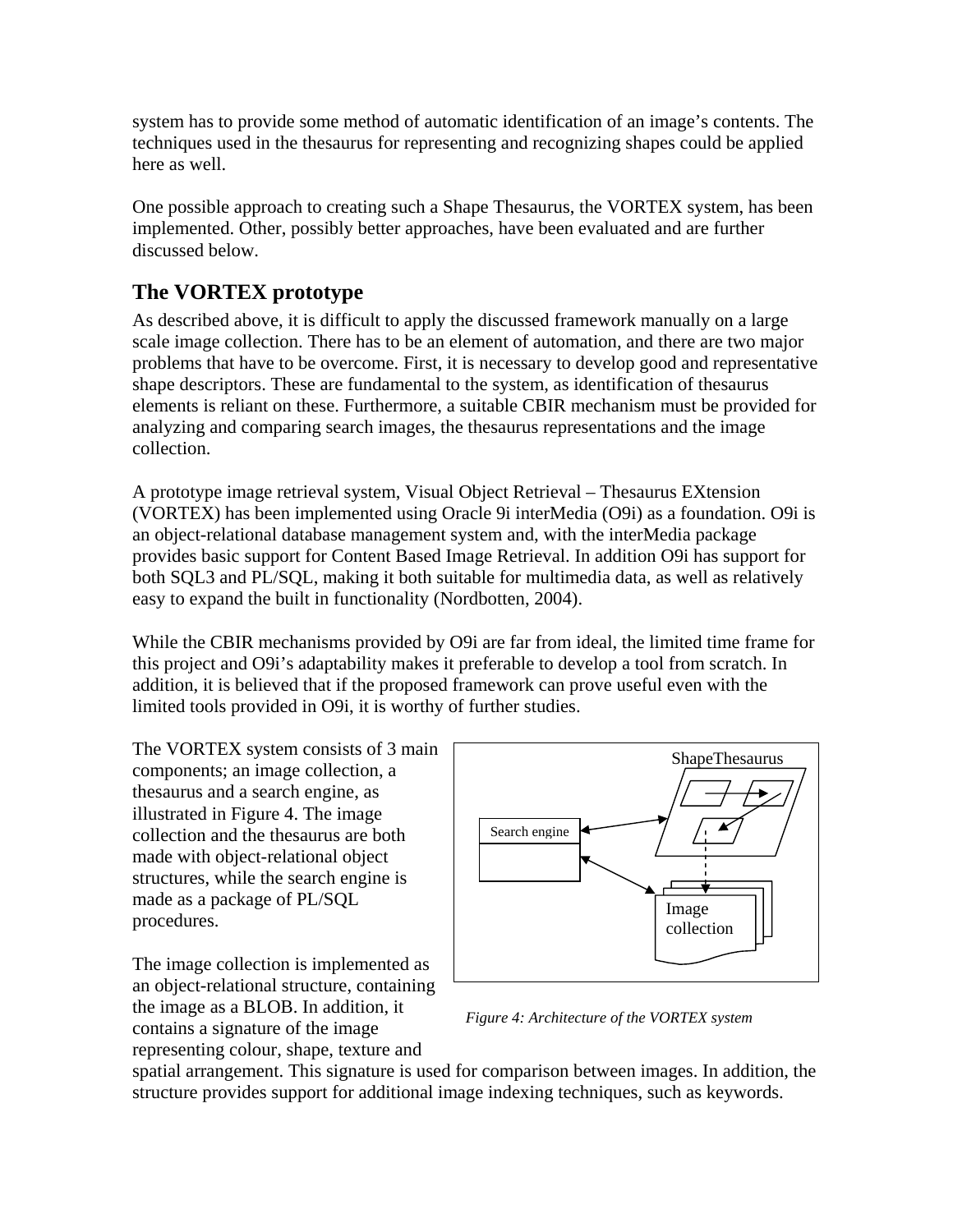system has to provide some method of automatic identification of an image's contents. The techniques used in the thesaurus for representing and recognizing shapes could be applied here as well.

One possible approach to creating such a Shape Thesaurus, the VORTEX system, has been implemented. Other, possibly better approaches, have been evaluated and are further discussed below.

## The VORTEX prototype

As described above, it is difficult to apply the discussed framework manually on a large scale image collection. There has to be an element of automation, and there are two major problems that have to be overcome. First, it is necessary to develop good and representative shape descriptors. These are fundamental to the system, as identification of thesaurus elements is reliant on these. Furthermore, a suitable CBIR mechanism must be provided for analyzing and comparing search images, the thesaurus representations and the image collection.

A prototype image retrieval system, Visual Object Retrieval – Thesaurus EXtension (VORTEX) has been implemented using Oracle 9i interMedia (O9i) as a foundation. O9i is an object-relational database management system and, with the interMedia package provides basic support for Content Based Image Retrieval. In addition O9i has support for both SQL3 and PL/SQL, making it both suitable for multimedia data, as well as relatively easy to expand the built in functionality (Nordbotten, 2004).

While the CBIR mechanisms provided by O9i are far from ideal, the limited time frame for this project and O9i's adaptability makes it preferable to develop a tool from scratch. In addition, it is believed that if the proposed framework can prove useful even with the limited tools provided in O9i, it is worthy of further studies.

The VORTEX system consists of 3 main components; an image collection, a thesaurus and a search engine, as illustrated in Figure 4. The image collection and the thesaurus are both made with object-relational object structures, while the search engine is made as a package of PL/SQL procedures.

ShapeThesaurus

Search engine

Image collection

*Figure 4: Architecture of the VORTEX system*

The image collection is implemented as an object-relational structure, containing the image as a BLOB. In addition, it contains a signature of the image representing colour, shape, texture and spatial arrangement. This signature is used for comparison between images. In addition, the structure provides support for additional image indexing techniques, such as keywords.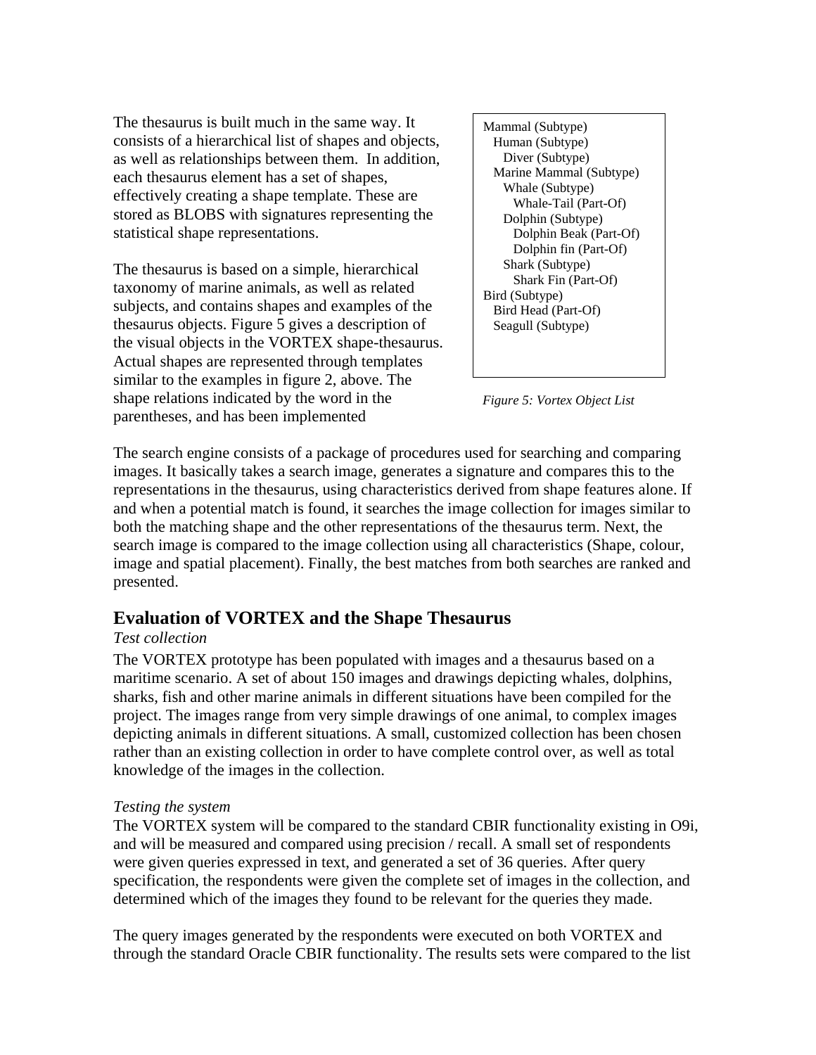The thesaurus is built much in the same way. It consists of a hierarchical list of shapes and objects, as well as relationships between them. In addition, each thesaurus element has a set of shapes, effectively creating a shape template. These are stored as BLOBS with signatures representing the statistical shape representations.

The thesaurus is based on a simple, hierarchical taxonomy of marine animals, as well as related subjects, and contains shapes and examples of the thesaurus objects. Figure 5 gives a description of the visual objects in the VORTEX shape-thesaurus. Actual shapes are represented through templates similar to the examples in figure 2, above. The shape relations indicated by the word in the parentheses, and has been implemented

```
Mammal (Subtype)
  Human (Subtype)
    Diver (Subtype)
  Marine Mammal (Subtype)
    Whale (Subtype)
      Whale-Tail (Part-Of)
    Dolphin (Subtype)
      Dolphin Beak (Part-Of)
      Dolphin fin (Part-Of)
    Shark (Subtype)
      Shark Fin (Part-Of)
Bird (Subtype)
  Bird Head (Part-Of)
  Seagull (Subtype)
```

*Figure 5: Vortex Object List*

The search engine consists of a package of procedures used for searching and comparing images. It basically takes a search image, generates a signature and compares this to the representations in the thesaurus, using characteristics derived from shape features alone. If and when a potential match is found, it searches the image collection for images similar to both the matching shape and the other representations of the thesaurus term. Next, the search image is compared to the image collection using all characteristics (Shape, colour, image and spatial placement). Finally, the best matches from both searches are ranked and presented.

## Evaluation of VORTEX and the Shape Thesaurus

*Test collection*

The VORTEX prototype has been populated with images and a thesaurus based on a maritime scenario. A set of about 150 images and drawings depicting whales, dolphins, sharks, fish and other marine animals in different situations have been compiled for the project. The images range from very simple drawings of one animal, to complex images depicting animals in different situations. A small, customized collection has been chosen rather than an existing collection in order to have complete control over, as well as total knowledge of the images in the collection.

*Testing the system*

The VORTEX system will be compared to the standard CBIR functionality existing in O9i, and will be measured and compared using precision / recall. A small set of respondents were given queries expressed in text, and generated a set of 36 queries. After query specification, the respondents were given the complete set of images in the collection, and determined which of the images they found to be relevant for the queries they made.

The query images generated by the respondents were executed on both VORTEX and through the standard Oracle CBIR functionality. The results sets were compared to the list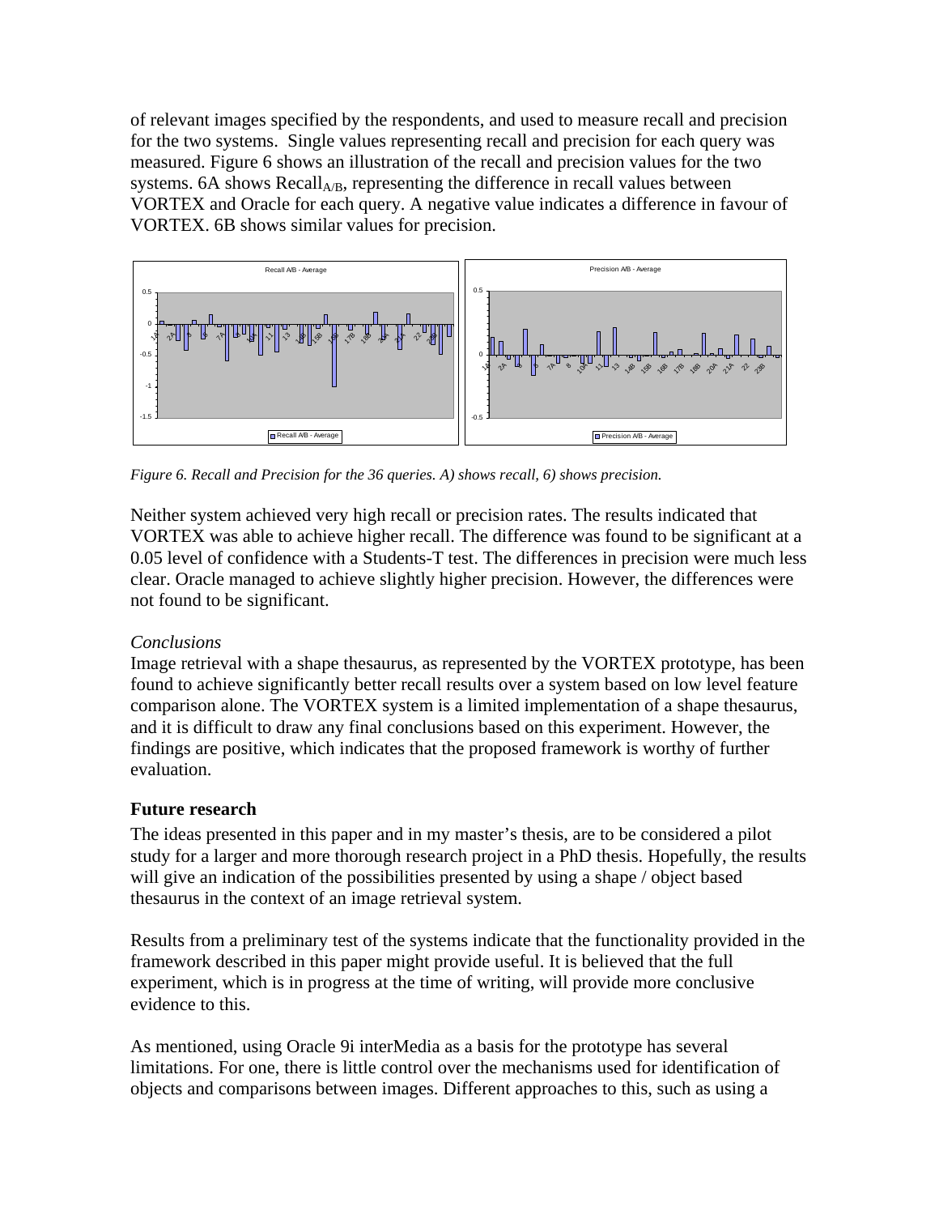of relevant images specified by the respondents, and used to measure recall and precision for the two systems. Single values representing recall and precision for each query was measured. Figure 6 shows an illustration of the recall and precision values for the two systems. 6A shows $\text{Recall}_{A/B}$, representing the difference in recall values between VORTEX and Oracle for each query. A negative value indicates a difference in favour of VORTEX. 6B shows similar values for precision.

*Figure 6. Recall and Precision for the 36 queries. A) shows recall, 6) shows precision.*

Neither system achieved very high recall or precision rates. The results indicated that VORTEX was able to achieve higher recall. The difference was found to be significant at a 0.05 level of confidence with a Students-T test. The differences in precision were much less clear. Oracle managed to achieve slightly higher precision. However, the differences were not found to be significant.

*Conclusions*

Image retrieval with a shape thesaurus, as represented by the VORTEX prototype, has been found to achieve significantly better recall results over a system based on low level feature comparison alone. The VORTEX system is a limited implementation of a shape thesaurus, and it is difficult to draw any final conclusions based on this experiment. However, the findings are positive, which indicates that the proposed framework is worthy of further evaluation.

## Future research

The ideas presented in this paper and in my master's thesis, are to be considered a pilot study for a larger and more thorough research project in a PhD thesis. Hopefully, the results will give an indication of the possibilities presented by using a shape / object based thesaurus in the context of an image retrieval system.

Results from a preliminary test of the systems indicate that the functionality provided in the framework described in this paper might provide useful. It is believed that the full experiment, which is in progress at the time of writing, will provide more conclusive evidence to this.

As mentioned, using Oracle 9i interMedia as a basis for the prototype has several limitations. For one, there is little control over the mechanisms used for identification of objects and comparisons between images. Different approaches to this, such as using a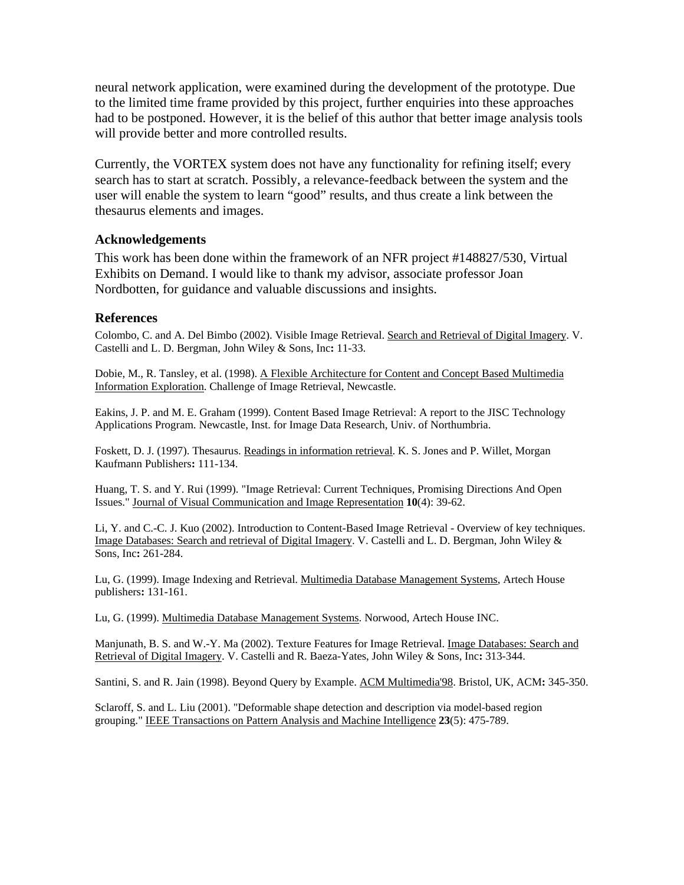neural network application, were examined during the development of the prototype. Due to the limited time frame provided by this project, further enquiries into these approaches had to be postponed. However, it is the belief of this author that better image analysis tools will provide better and more controlled results.

Currently, the VORTEX system does not have any functionality for refining itself; every search has to start at scratch. Possibly, a relevance-feedback between the system and the user will enable the system to learn "good" results, and thus create a link between the thesaurus elements and images.

### Acknowledgements

This work has been done within the framework of an NFR project #148827/530, Virtual Exhibits on Demand. I would like to thank my advisor, associate professor Joan Nordbotten, for guidance and valuable discussions and insights.

### References

Colombo, C. and A. Del Bimbo (2002). Visible Image Retrieval. Search and Retrieval of Digital Imagery. V. Castelli and L. D. Bergman, John Wiley & Sons, Inc**:** 11-33.

Dobie, M., R. Tansley, et al. (1998). A Flexible Architecture for Content and Concept Based Multimedia Information Exploration. Challenge of Image Retrieval, Newcastle.

Eakins, J. P. and M. E. Graham (1999). Content Based Image Retrieval: A report to the JISC Technology Applications Program. Newcastle, Inst. for Image Data Research, Univ. of Northumbria.

Foskett, D. J. (1997). Thesaurus. Readings in information retrieval. K. S. Jones and P. Willet, Morgan Kaufmann Publishers**:** 111-134.

Huang, T. S. and Y. Rui (1999). "Image Retrieval: Current Techniques, Promising Directions And Open Issues." Journal of Visual Communication and Image Representation **10**(4): 39-62.

Li, Y. and C.-C. J. Kuo (2002). Introduction to Content-Based Image Retrieval - Overview of key techniques. Image Databases: Search and retrieval of Digital Imagery. V. Castelli and L. D. Bergman, John Wiley & Sons, Inc**:** 261-284.

Lu, G. (1999). Image Indexing and Retrieval. Multimedia Database Management Systems, Artech House publishers**:** 131-161.

Lu, G. (1999). Multimedia Database Management Systems. Norwood, Artech House INC.

Manjunath, B. S. and W.-Y. Ma (2002). Texture Features for Image Retrieval. Image Databases: Search and Retrieval of Digital Imagery. V. Castelli and R. Baeza-Yates, John Wiley & Sons, Inc**:** 313-344.

Santini, S. and R. Jain (1998). Beyond Query by Example. ACM Multimedia'98. Bristol, UK, ACM**:** 345-350.

Sclaroff, S. and L. Liu (2001). "Deformable shape detection and description via model-based region grouping." IEEE Transactions on Pattern Analysis and Machine Intelligence **23**(5): 475-789.